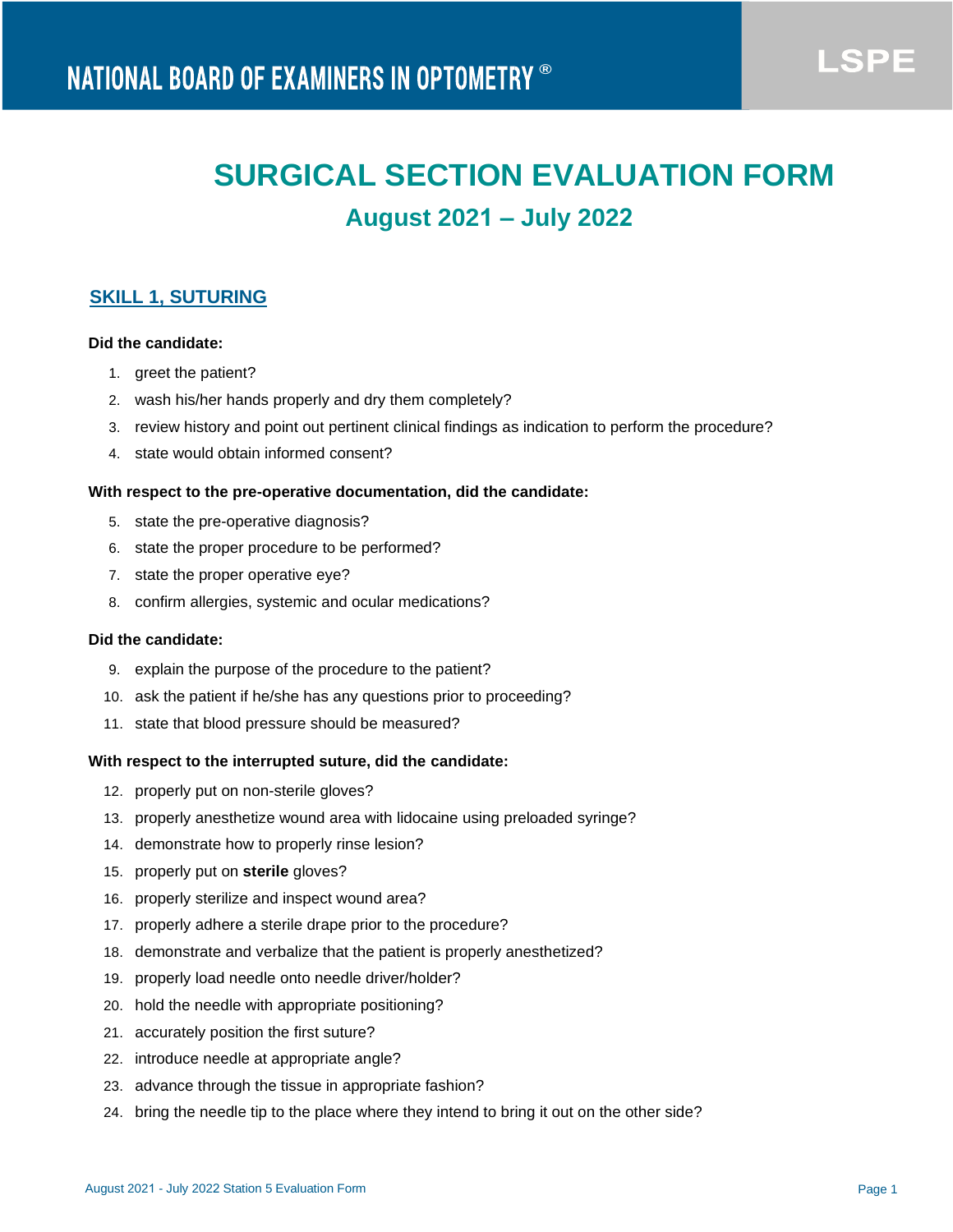NATIONAL BOARD OF EXAMINERS IN OPTOMETRY ®

LSPE

# SURGICAL SECTION EVALUATION FORM

## August 2021 – July 2022

### SKILL 1, SUTURING

**Did the candidate:**

1. greet the patient?
2. wash his/her hands properly and dry them completely?
3. review history and point out pertinent clinical findings as indication to perform the procedure?
4. state would obtain informed consent?

**With respect to the pre-operative documentation, did the candidate:**

5. state the pre-operative diagnosis?
6. state the proper procedure to be performed?
7. state the proper operative eye?
8. confirm allergies, systemic and ocular medications?

**Did the candidate:**

9. explain the purpose of the procedure to the patient?
10. ask the patient if he/she has any questions prior to proceeding?
11. state that blood pressure should be measured?

**With respect to the interrupted suture, did the candidate:**

12. properly put on non-sterile gloves?
13. properly anesthetize wound area with lidocaine using preloaded syringe?
14. demonstrate how to properly rinse lesion?
15. properly put on **sterile** gloves?
16. properly sterilize and inspect wound area?
17. properly adhere a sterile drape prior to the procedure?
18. demonstrate and verbalize that the patient is properly anesthetized?
19. properly load needle onto needle driver/holder?
20. hold the needle with appropriate positioning?
21. accurately position the first suture?
22. introduce needle at appropriate angle?
23. advance through the tissue in appropriate fashion?
24. bring the needle tip to the place where they intend to bring it out on the other side?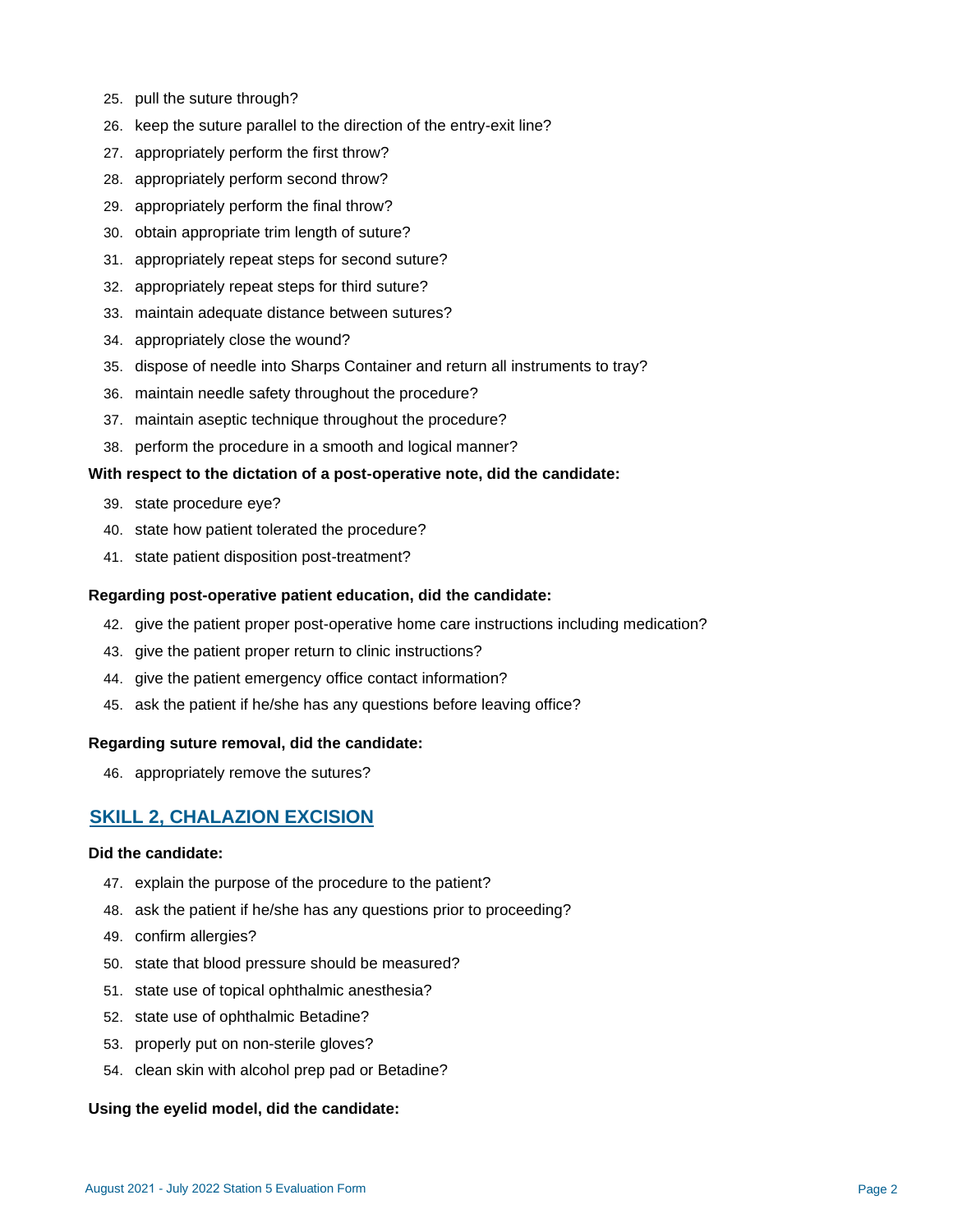25. pull the suture through?
26. keep the suture parallel to the direction of the entry-exit line?
27. appropriately perform the first throw?
28. appropriately perform second throw?
29. appropriately perform the final throw?
30. obtain appropriate trim length of suture?
31. appropriately repeat steps for second suture?
32. appropriately repeat steps for third suture?
33. maintain adequate distance between sutures?
34. appropriately close the wound?
35. dispose of needle into Sharps Container and return all instruments to tray?
36. maintain needle safety throughout the procedure?
37. maintain aseptic technique throughout the procedure?
38. perform the procedure in a smooth and logical manner?

**With respect to the dictation of a post-operative note, did the candidate:**

39. state procedure eye?
40. state how patient tolerated the procedure?
41. state patient disposition post-treatment?

**Regarding post-operative patient education, did the candidate:**

42. give the patient proper post-operative home care instructions including medication?
43. give the patient proper return to clinic instructions?
44. give the patient emergency office contact information?
45. ask the patient if he/she has any questions before leaving office?

**Regarding suture removal, did the candidate:**

46. appropriately remove the sutures?

## SKILL 2, CHALAZION EXCISION

**Did the candidate:**

47. explain the purpose of the procedure to the patient?
48. ask the patient if he/she has any questions prior to proceeding?
49. confirm allergies?
50. state that blood pressure should be measured?
51. state use of topical ophthalmic anesthesia?
52. state use of ophthalmic Betadine?
53. properly put on non-sterile gloves?
54. clean skin with alcohol prep pad or Betadine?

**Using the eyelid model, did the candidate:**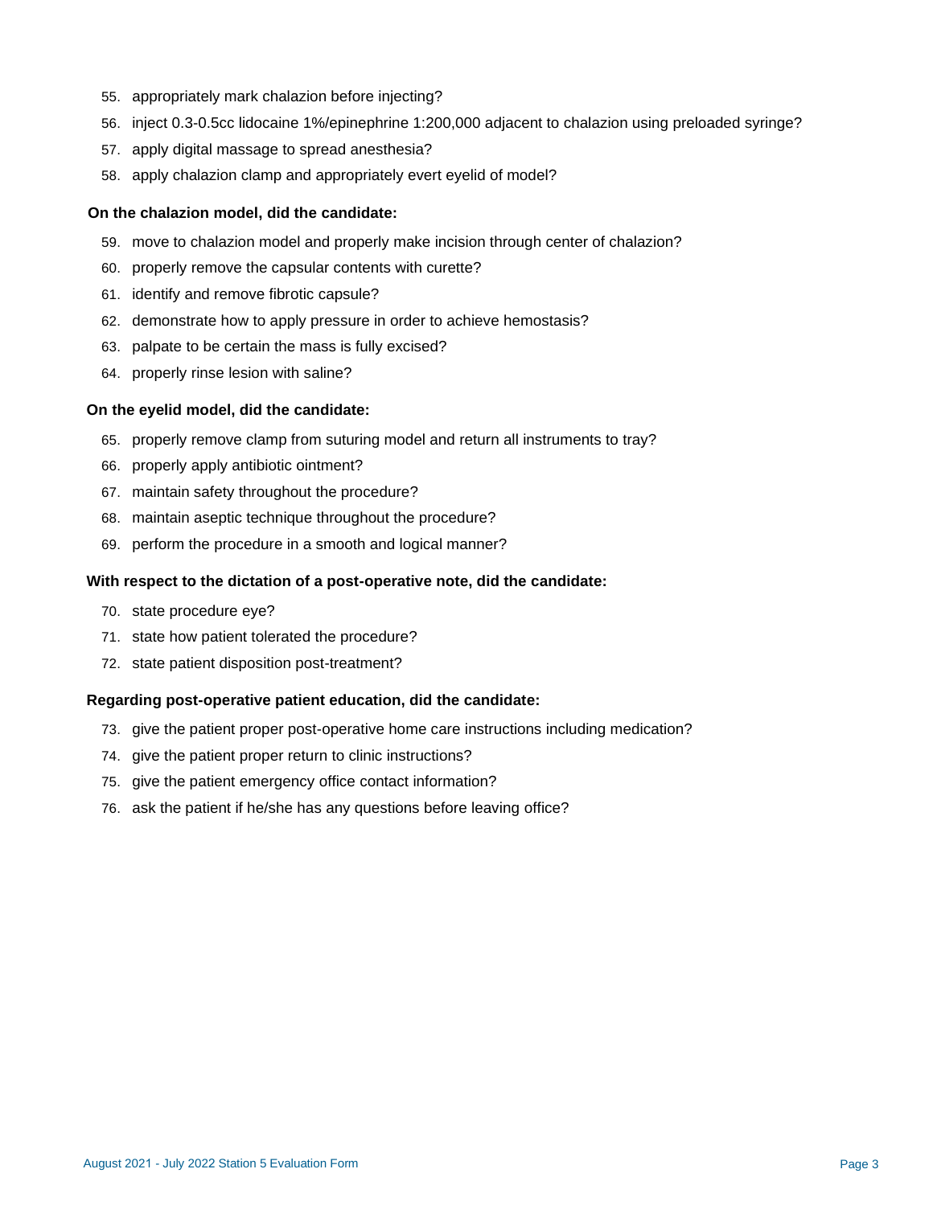55. appropriately mark chalazion before injecting?
56. inject 0.3-0.5cc lidocaine 1%/epinephrine 1:200,000 adjacent to chalazion using preloaded syringe?
57. apply digital massage to spread anesthesia?
58. apply chalazion clamp and appropriately evert eyelid of model?

**On the chalazion model, did the candidate:**

59. move to chalazion model and properly make incision through center of chalazion?
60. properly remove the capsular contents with curette?
61. identify and remove fibrotic capsule?
62. demonstrate how to apply pressure in order to achieve hemostasis?
63. palpate to be certain the mass is fully excised?
64. properly rinse lesion with saline?

**On the eyelid model, did the candidate:**

65. properly remove clamp from suturing model and return all instruments to tray?
66. properly apply antibiotic ointment?
67. maintain safety throughout the procedure?
68. maintain aseptic technique throughout the procedure?
69. perform the procedure in a smooth and logical manner?

**With respect to the dictation of a post-operative note, did the candidate:**

70. state procedure eye?
71. state how patient tolerated the procedure?
72. state patient disposition post-treatment?

**Regarding post-operative patient education, did the candidate:**

73. give the patient proper post-operative home care instructions including medication?
74. give the patient proper return to clinic instructions?
75. give the patient emergency office contact information?
76. ask the patient if he/she has any questions before leaving office?